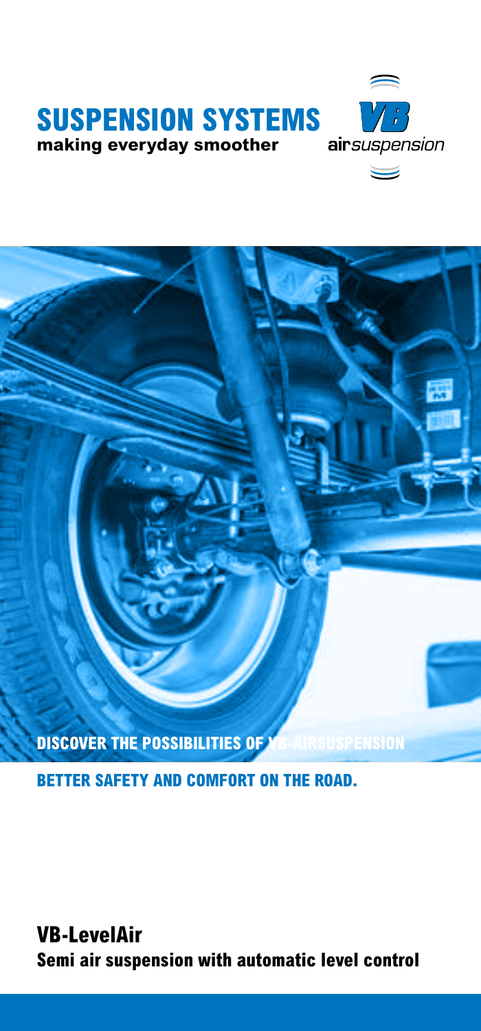# SUSPENSION SYSTEMS

**making everyday smoother**

VB airsuspension

**DISCOVER THE POSSIBILITIES OF VB-AIRSUSPENSION**

**BETTER SAFETY AND COMFORT ON THE ROAD.**

## VB-LevelAir

**Semi air suspension with automatic level control**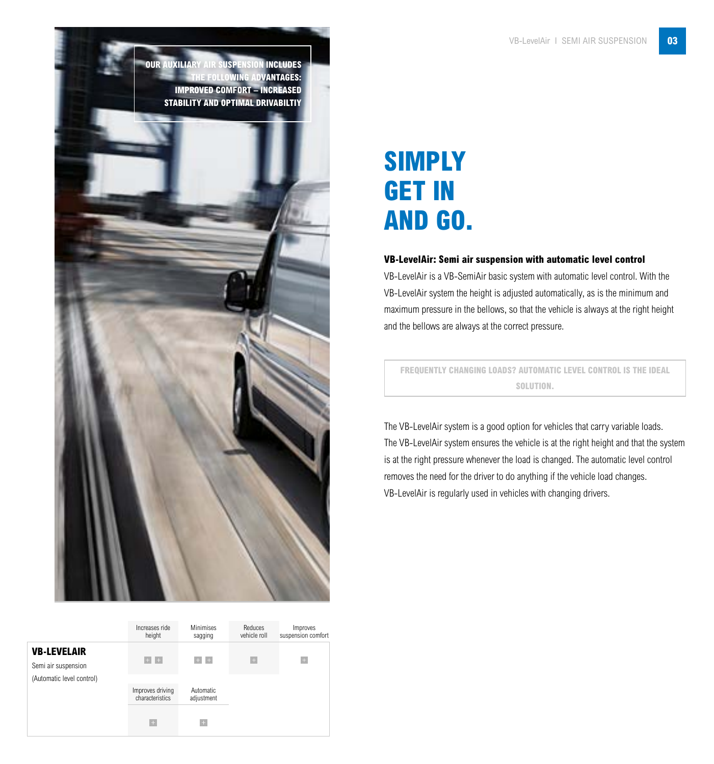OUR AUXILIARY AIR SUSPENSION INCLUDES THE FOLLOWING ADVANTAGES: IMPROVED COMFORT – INCREASED STABILITY AND OPTIMAL DRIVABILTIY

# SIMPLY GET IN AND GO.

**VB-LevelAir: Semi air suspension with automatic level control**

VB-LevelAir is a VB-SemiAir basic system with automatic level control. With the VB-LevelAir system the height is adjusted automatically, as is the minimum and maximum pressure in the bellows, so that the vehicle is always at the right height and the bellows are always at the correct pressure.

FREQUENTLY CHANGING LOADS? AUTOMATIC LEVEL CONTROL IS THE IDEAL SOLUTION.

The VB-LevelAir system is a good option for vehicles that carry variable loads. The VB-LevelAir system ensures the vehicle is at the right height and that the system is at the right pressure whenever the load is changed. The automatic level control removes the need for the driver to do anything if the vehicle load changes. VB-LevelAir is regularly used in vehicles with changing drivers.

| | Increases ride height | Minimises sagging | Reduces vehicle roll | Improves suspension comfort |
|---|---|---|---|---|
| **VB-LEVELAIR**<br>Semi air suspension<br>(Automatic level control) | + + | + + | + | + |
| | **Improves driving characteristics** | **Automatic adjustment** | | |
| | + | + | | |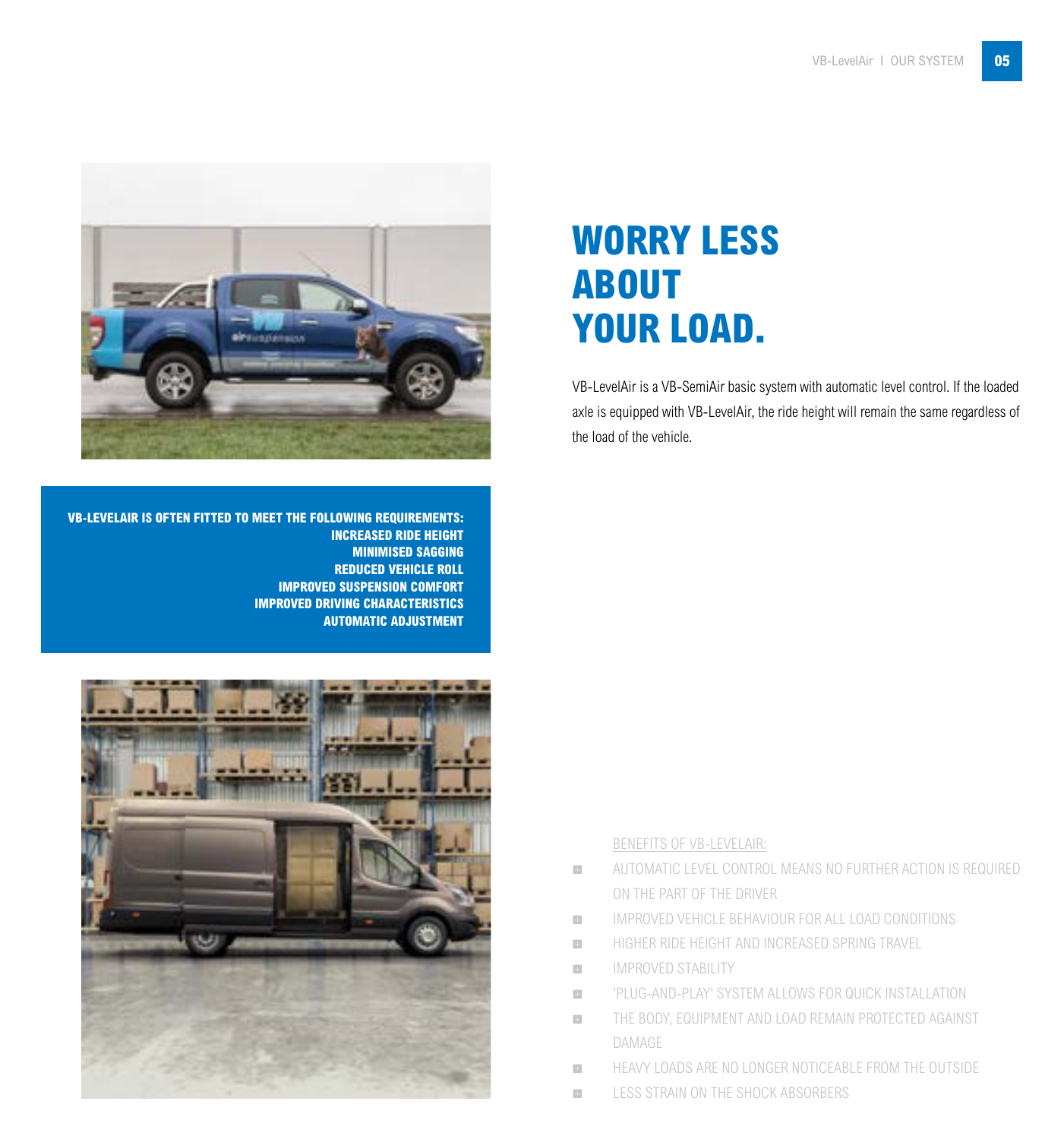# WORRY LESS ABOUT YOUR LOAD.

VB-LevelAir is a VB-SemiAir basic system with automatic level control. If the loaded axle is equipped with VB-LevelAir, the ride height will remain the same regardless of the load of the vehicle.

**VB-LEVELAIR IS OFTEN FITTED TO MEET THE FOLLOWING REQUIREMENTS:**

**INCREASED RIDE HEIGHT**
**MINIMISED SAGGING**
**REDUCED VEHICLE ROLL**
**IMPROVED SUSPENSION COMFORT**
**IMPROVED DRIVING CHARACTERISTICS**
**AUTOMATIC ADJUSTMENT**

BENEFITS OF VB-LEVELAIR:

- AUTOMATIC LEVEL CONTROL MEANS NO FURTHER ACTION IS REQUIRED ON THE PART OF THE DRIVER
- IMPROVED VEHICLE BEHAVIOUR FOR ALL LOAD CONDITIONS
- HIGHER RIDE HEIGHT AND INCREASED SPRING TRAVEL
- IMPROVED STABILITY
- 'PLUG-AND-PLAY' SYSTEM ALLOWS FOR QUICK INSTALLATION
- THE BODY, EQUIPMENT AND LOAD REMAIN PROTECTED AGAINST DAMAGE
- HEAVY LOADS ARE NO LONGER NOTICEABLE FROM THE OUTSIDE
- LESS STRAIN ON THE SHOCK ABSORBERS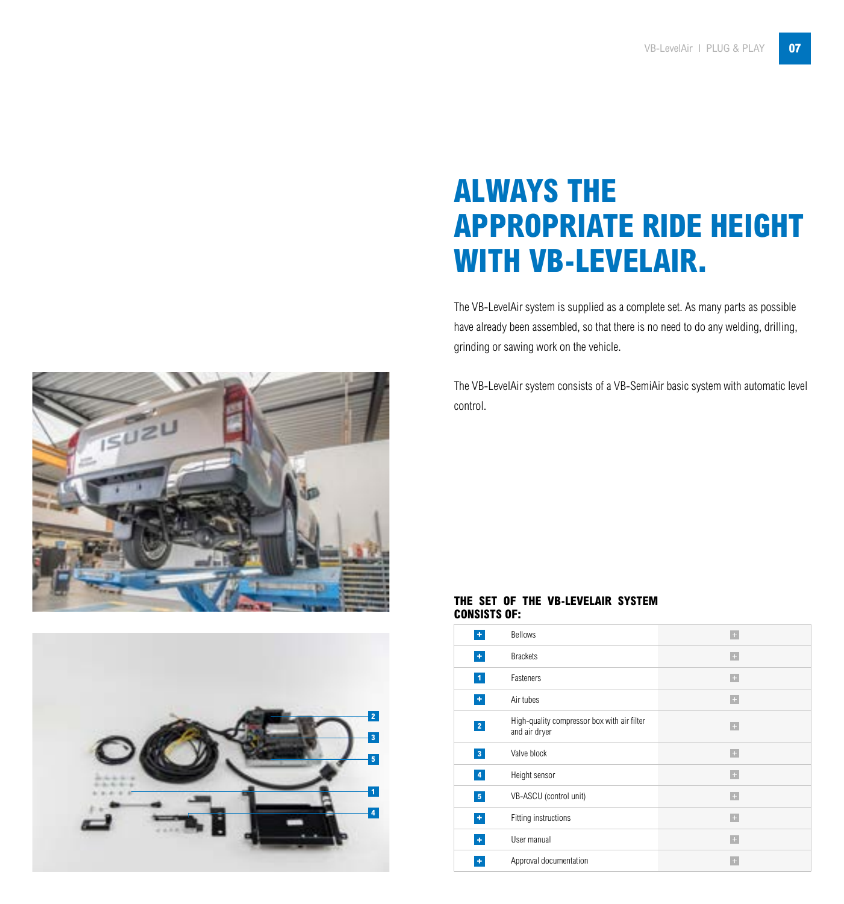# ALWAYS THE APPROPRIATE RIDE HEIGHT WITH VB-LEVELAIR.

The VB-LevelAir system is supplied as a complete set. As many parts as possible have already been assembled, so that there is no need to do any welding, drilling, grinding or sawing work on the vehicle.

The VB-LevelAir system consists of a VB-SemiAir basic system with automatic level control.

### THE SET OF THE VB-LEVELAIR SYSTEM CONSISTS OF:

| | | |
|---|---|---|
| + | Bellows | + |
| + | Brackets | + |
| 1 | Fasteners | + |
| + | Air tubes | + |
| 2 | High-quality compressor box with air filter and air dryer | + |
| 3 | Valve block | + |
| 4 | Height sensor | + |
| 5 | VB-ASCU (control unit) | + |
| + | Fitting instructions | + |
| + | User manual | + |
| + | Approval documentation | + |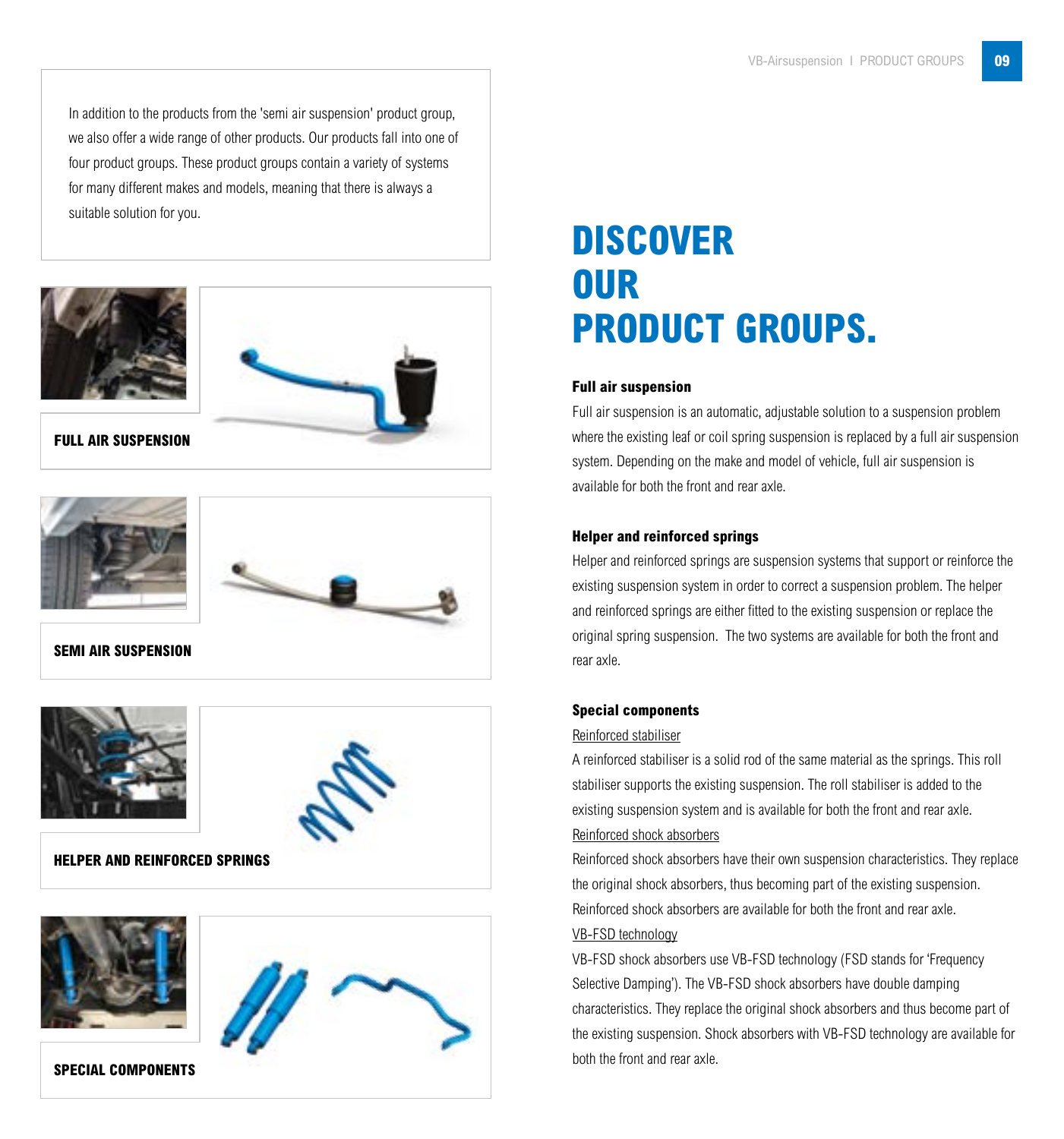In addition to the products from the 'semi air suspension' product group, we also offer a wide range of other products. Our products fall into one of four product groups. These product groups contain a variety of systems for many different makes and models, meaning that there is always a suitable solution for you.

**FULL AIR SUSPENSION**

**SEMI AIR SUSPENSION**

**HELPER AND REINFORCED SPRINGS**

**SPECIAL COMPONENTS**

# DISCOVER OUR PRODUCT GROUPS.

### Full air suspension

Full air suspension is an automatic, adjustable solution to a suspension problem where the existing leaf or coil spring suspension is replaced by a full air suspension system. Depending on the make and model of vehicle, full air suspension is available for both the front and rear axle.

### Helper and reinforced springs

Helper and reinforced springs are suspension systems that support or reinforce the existing suspension system in order to correct a suspension problem. The helper and reinforced springs are either fitted to the existing suspension or replace the original spring suspension. The two systems are available for both the front and rear axle.

### Special components

Reinforced stabiliser

A reinforced stabiliser is a solid rod of the same material as the springs. This roll stabiliser supports the existing suspension. The roll stabiliser is added to the existing suspension system and is available for both the front and rear axle.

Reinforced shock absorbers

Reinforced shock absorbers have their own suspension characteristics. They replace the original shock absorbers, thus becoming part of the existing suspension. Reinforced shock absorbers are available for both the front and rear axle.

VB-FSD technology

VB-FSD shock absorbers use VB-FSD technology (FSD stands for 'Frequency Selective Damping'). The VB-FSD shock absorbers have double damping characteristics. They replace the original shock absorbers and thus become part of the existing suspension. Shock absorbers with VB-FSD technology are available for both the front and rear axle.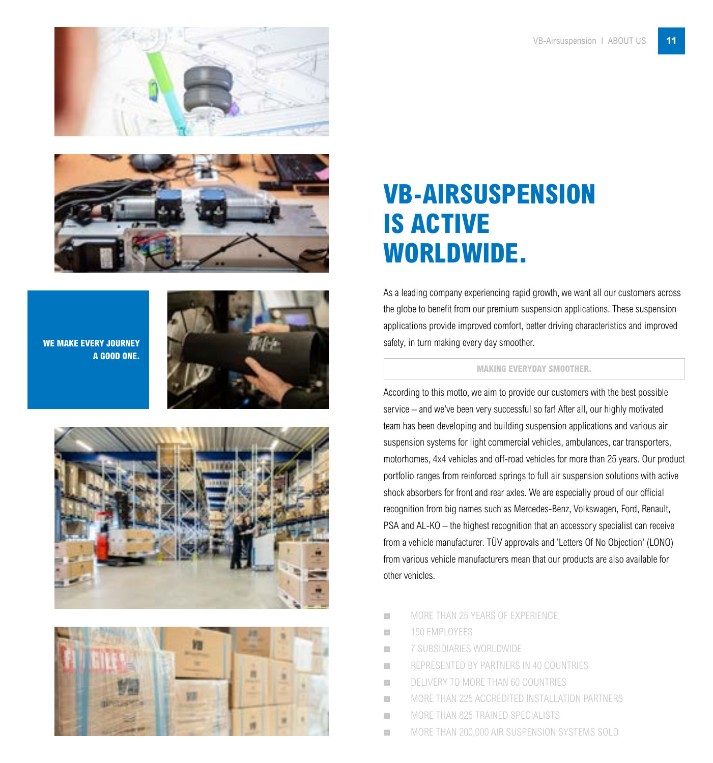WE MAKE EVERY JOURNEY A GOOD ONE.

# VB-AIRSUSPENSION IS ACTIVE WORLDWIDE.

As a leading company experiencing rapid growth, we want all our customers across the globe to benefit from our premium suspension applications. These suspension applications provide improved comfort, better driving characteristics and improved safety, in turn making every day smoother.

**MAKING EVERYDAY SMOOTHER.**

According to this motto, we aim to provide our customers with the best possible service – and we've been very successful so far! After all, our highly motivated team has been developing and building suspension applications and various air suspension systems for light commercial vehicles, ambulances, car transporters, motorhomes, 4x4 vehicles and off-road vehicles for more than 25 years. Our product portfolio ranges from reinforced springs to full air suspension solutions with active shock absorbers for front and rear axles. We are especially proud of our official recognition from big names such as Mercedes-Benz, Volkswagen, Ford, Renault, PSA and AL-KO – the highest recognition that an accessory specialist can receive from a vehicle manufacturer. TÜV approvals and 'Letters Of No Objection' (LONO) from various vehicle manufacturers mean that our products are also available for other vehicles.

- MORE THAN 25 YEARS OF EXPERIENCE
- 150 EMPLOYEES
- 7 SUBSIDIARIES WORLDWIDE
- REPRESENTED BY PARTNERS IN 40 COUNTRIES
- DELIVERY TO MORE THAN 60 COUNTRIES
- MORE THAN 225 ACCREDITED INSTALLATION PARTNERS
- MORE THAN 825 TRAINED SPECIALISTS
- MORE THAN 200,000 AIR SUSPENSION SYSTEMS SOLD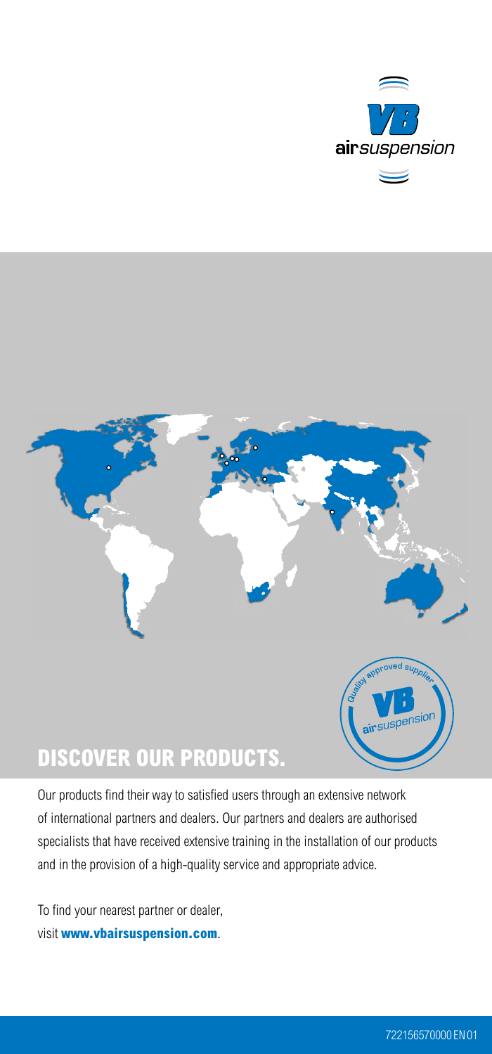VB airsuspension

## DISCOVER OUR PRODUCTS.

Our products find their way to satisfied users through an extensive network of international partners and dealers. Our partners and dealers are authorised specialists that have received extensive training in the installation of our products and in the provision of a high-quality service and appropriate advice.

To find your nearest partner or dealer, visit **www.vbairsuspension.com**.

722156570000 EN 01